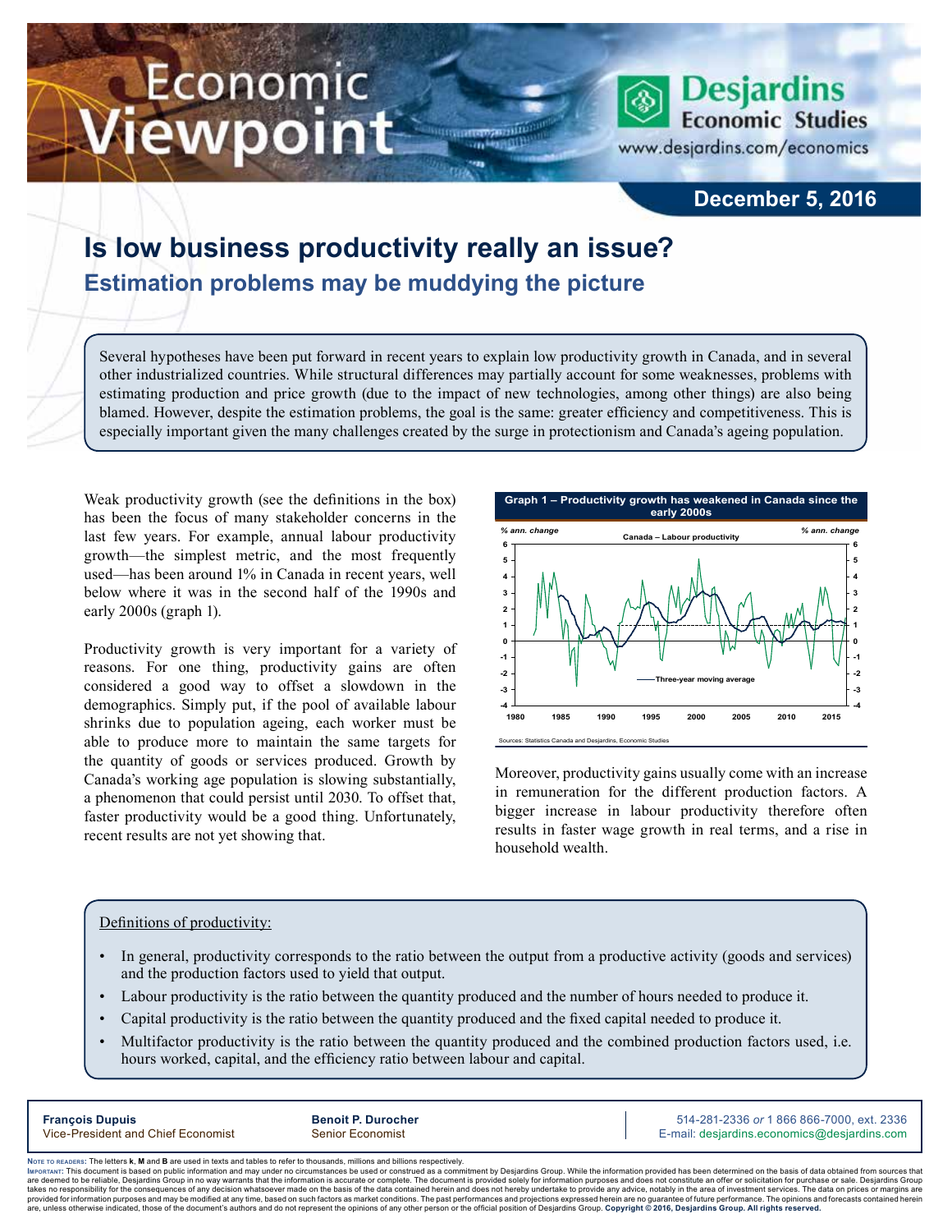# Economic Viewpoint

Desjardins Economic Studies
www.desjardins.com/economics

December 5, 2016

# Is low business productivity really an issue?

## Estimation problems may be muddying the picture

Several hypotheses have been put forward in recent years to explain low productivity growth in Canada, and in several other industrialized countries. While structural differences may partially account for some weaknesses, problems with estimating production and price growth (due to the impact of new technologies, among other things) are also being blamed. However, despite the estimation problems, the goal is the same: greater efficiency and competitiveness. This is especially important given the many challenges created by the surge in protectionism and Canada's ageing population.

Weak productivity growth (see the definitions in the box) has been the focus of many stakeholder concerns in the last few years. For example, annual labour productivity growth—the simplest metric, and the most frequently used—has been around 1% in Canada in recent years, well below where it was in the second half of the 1990s and early 2000s (graph 1).

Productivity growth is very important for a variety of reasons. For one thing, productivity gains are often considered a good way to offset a slowdown in the demographics. Simply put, if the pool of available labour shrinks due to population ageing, each worker must be able to produce more to maintain the same targets for the quantity of goods or services produced. Growth by Canada's working age population is slowing substantially, a phenomenon that could persist until 2030. To offset that, faster productivity would be a good thing. Unfortunately, recent results are not yet showing that.

**Graph 1 – Productivity growth has weakened in Canada since the early 2000s**

Canada – Labour productivity (% ann. change); Three-year moving average

Sources: Statistics Canada and Desjardins, Economic Studies

Moreover, productivity gains usually come with an increase in remuneration for the different production factors. A bigger increase in labour productivity therefore often results in faster wage growth in real terms, and a rise in household wealth.

Definitions of productivity:

- In general, productivity corresponds to the ratio between the output from a productive activity (goods and services) and the production factors used to yield that output.
- Labour productivity is the ratio between the quantity produced and the number of hours needed to produce it.
- Capital productivity is the ratio between the quantity produced and the fixed capital needed to produce it.
- Multifactor productivity is the ratio between the quantity produced and the combined production factors used, i.e. hours worked, capital, and the efficiency ratio between labour and capital.

**François Dupuis**
Vice-President and Chief Economist

**Benoit P. Durocher**
Senior Economist

514-281-2336 *or* 1 866 866-7000, ext. 2336
E-mail: desjardins.economics@desjardins.com

Note to readers: The letters **k**, **M** and **B** are used in texts and tables to refer to thousands, millions and billions respectively.
Important: This document is based on public information and may under no circumstances be used or construed as a commitment by Desjardins Group. While the information provided has been determined on the basis of data obtained from sources that are deemed to be reliable, Desjardins Group in no way warrants that the information is accurate or complete. The document is provided solely for information purposes and does not constitute an offer or solicitation for purchase or sale. Desjardins Group takes no responsibility for the consequences of any decision whatsoever made on the basis of the data contained herein and does not hereby undertake to provide any advice, notably in the area of investment services. The data on prices or margins are provided for information purposes and may be modified at any time, based on such factors as market conditions. The past performances and projections expressed herein are no guarantee of future performance. The opinions and forecasts contained herein are, unless otherwise indicated, those of the document's authors and do not represent the opinions of any other person or the official position of Desjardins Group. **Copyright © 2016, Desjardins Group. All rights reserved.**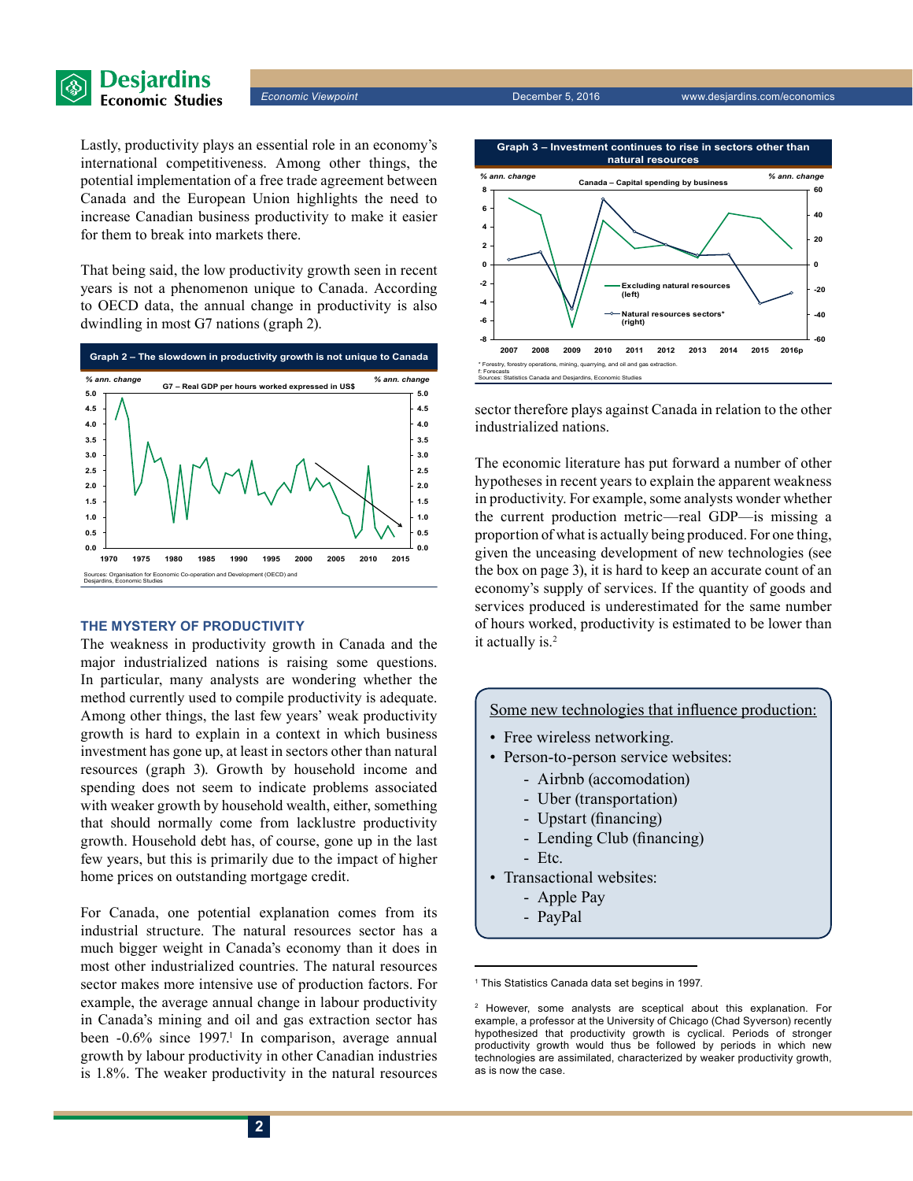Lastly, productivity plays an essential role in an economy's international competitiveness. Among other things, the potential implementation of a free trade agreement between Canada and the European Union highlights the need to increase Canadian business productivity to make it easier for them to break into markets there.

That being said, the low productivity growth seen in recent years is not a phenomenon unique to Canada. According to OECD data, the annual change in productivity is also dwindling in most G7 nations (graph 2).

**Graph 2 – The slowdown in productivity growth is not unique to Canada**

G7 – Real GDP per hours worked expressed in US$

Sources: Organisation for Economic Co-operation and Development (OECD) and Desjardins, Economic Studies

## THE MYSTERY OF PRODUCTIVITY

The weakness in productivity growth in Canada and the major industrialized nations is raising some questions. In particular, many analysts are wondering whether the method currently used to compile productivity is adequate. Among other things, the last few years' weak productivity growth is hard to explain in a context in which business investment has gone up, at least in sectors other than natural resources (graph 3). Growth by household income and spending does not seem to indicate problems associated with weaker growth by household wealth, either, something that should normally come from lacklustre productivity growth. Household debt has, of course, gone up in the last few years, but this is primarily due to the impact of higher home prices on outstanding mortgage credit.

For Canada, one potential explanation comes from its industrial structure. The natural resources sector has a much bigger weight in Canada's economy than it does in most other industrialized countries. The natural resources sector makes more intensive use of production factors. For example, the average annual change in labour productivity in Canada's mining and oil and gas extraction sector has been -0.6% since 1997.[1] In comparison, average annual growth by labour productivity in other Canadian industries is 1.8%. The weaker productivity in the natural resources sector therefore plays against Canada in relation to the other industrialized nations.

**Graph 3 – Investment continues to rise in sectors other than natural resources**

Canada – Capital spending by business

\* Forestry, forestry operations, mining, quarrying, and oil and gas extraction.
f: Forecasts
Sources: Statistics Canada and Desjardins, Economic Studies

The economic literature has put forward a number of other hypotheses in recent years to explain the apparent weakness in productivity. For example, some analysts wonder whether the current production metric—real GDP—is missing a proportion of what is actually being produced. For one thing, given the unceasing development of new technologies (see the box on page 3), it is hard to keep an accurate count of an economy's supply of services. If the quantity of goods and services produced is underestimated for the same number of hours worked, productivity is estimated to be lower than it actually is.[2]

> Some new technologies that influence production:
>
> - Free wireless networking.
> - Person-to-person service websites:
>   - Airbnb (accomodation)
>   - Uber (transportation)
>   - Upstart (financing)
>   - Lending Club (financing)
>   - Etc.
> - Transactional websites:
>   - Apple Pay
>   - PayPal

---

[1] This Statistics Canada data set begins in 1997.

[2] However, some analysts are sceptical about this explanation. For example, a professor at the University of Chicago (Chad Syverson) recently hypothesized that productivity growth is cyclical. Periods of stronger productivity growth would thus be followed by periods in which new technologies are assimilated, characterized by weaker productivity growth, as is now the case.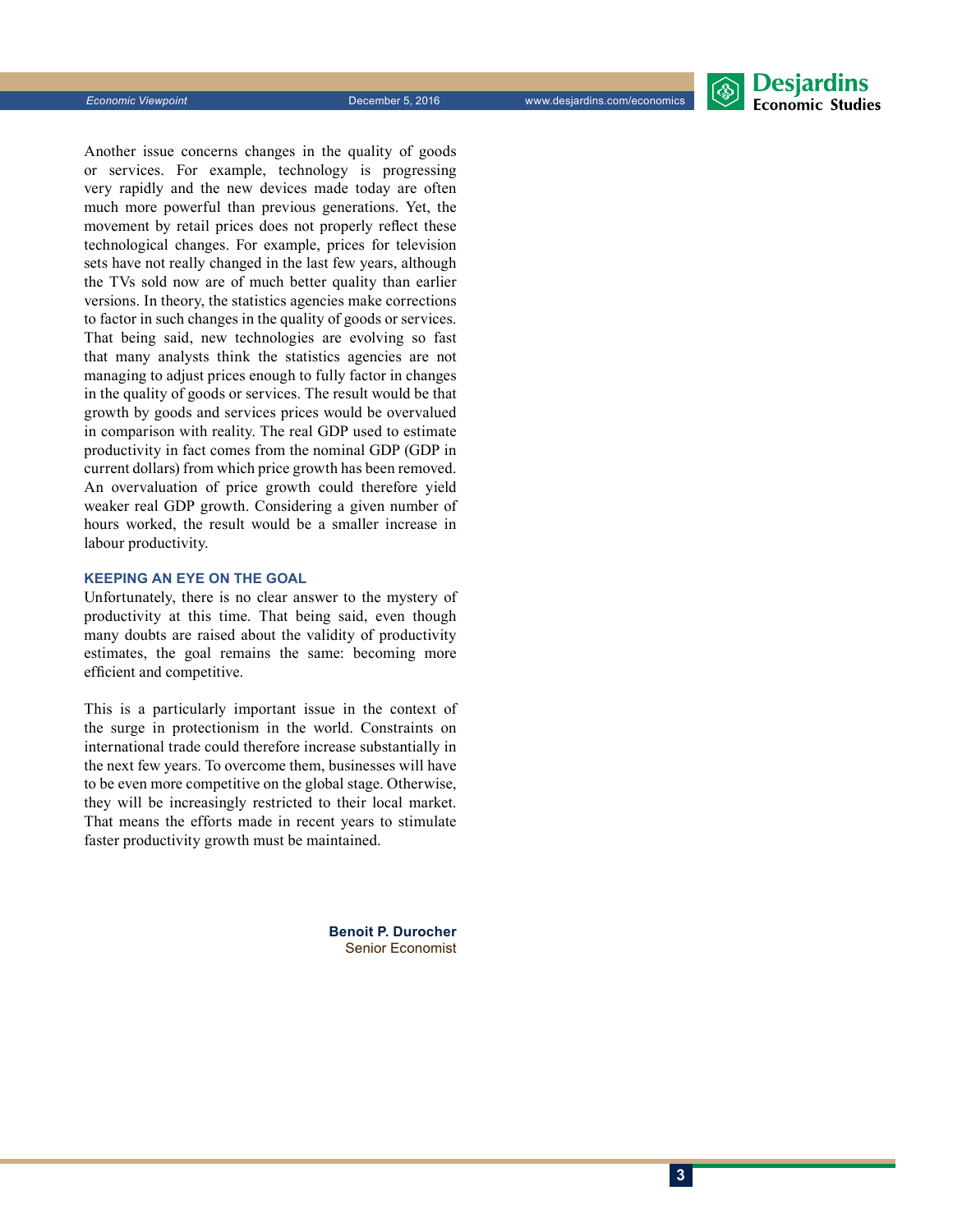Another issue concerns changes in the quality of goods or services. For example, technology is progressing very rapidly and the new devices made today are often much more powerful than previous generations. Yet, the movement by retail prices does not properly reflect these technological changes. For example, prices for television sets have not really changed in the last few years, although the TVs sold now are of much better quality than earlier versions. In theory, the statistics agencies make corrections to factor in such changes in the quality of goods or services. That being said, new technologies are evolving so fast that many analysts think the statistics agencies are not managing to adjust prices enough to fully factor in changes in the quality of goods or services. The result would be that growth by goods and services prices would be overvalued in comparison with reality. The real GDP used to estimate productivity in fact comes from the nominal GDP (GDP in current dollars) from which price growth has been removed. An overvaluation of price growth could therefore yield weaker real GDP growth. Considering a given number of hours worked, the result would be a smaller increase in labour productivity.

### KEEPING AN EYE ON THE GOAL

Unfortunately, there is no clear answer to the mystery of productivity at this time. That being said, even though many doubts are raised about the validity of productivity estimates, the goal remains the same: becoming more efficient and competitive.

This is a particularly important issue in the context of the surge in protectionism in the world. Constraints on international trade could therefore increase substantially in the next few years. To overcome them, businesses will have to be even more competitive on the global stage. Otherwise, they will be increasingly restricted to their local market. That means the efforts made in recent years to stimulate faster productivity growth must be maintained.

**Benoit P. Durocher**
Senior Economist